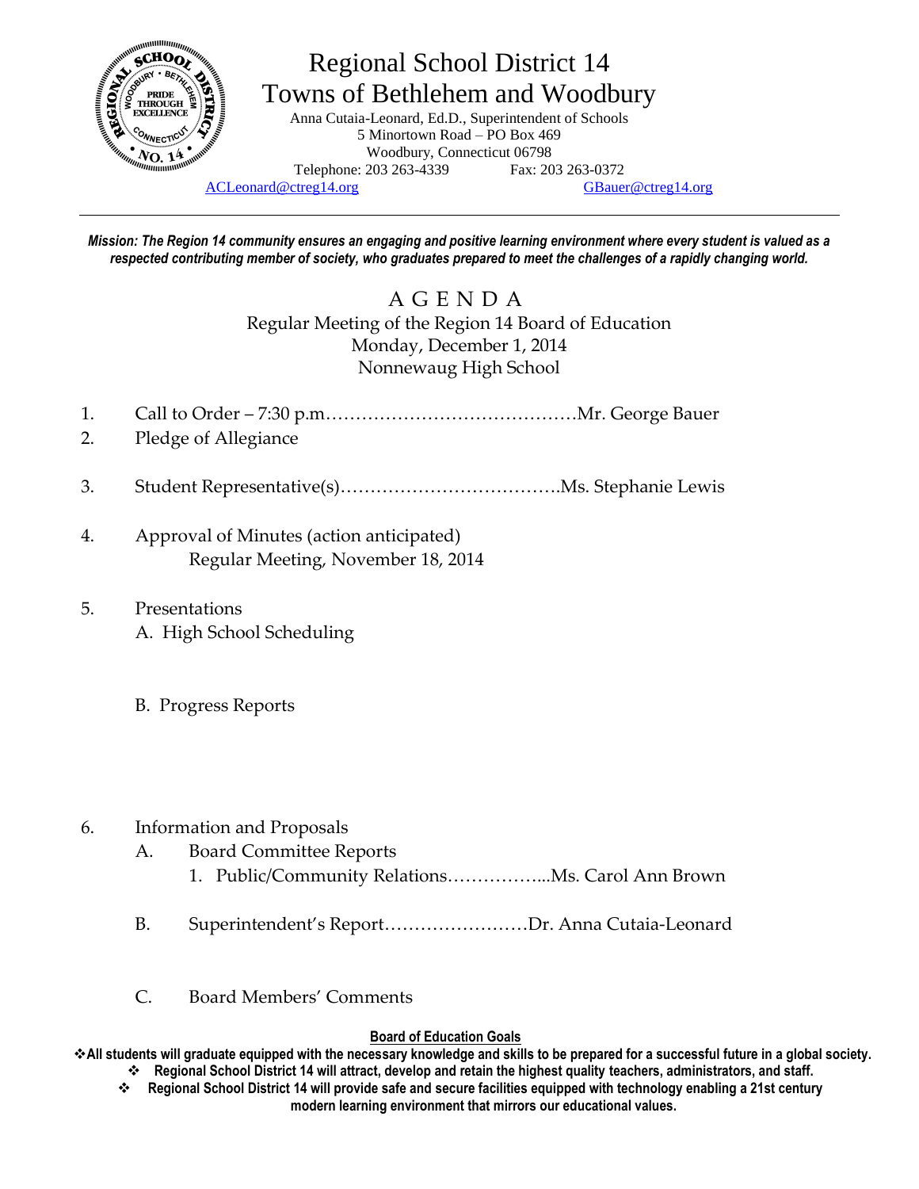# Regional School District 14
## Towns of Bethlehem and Woodbury

Anna Cutaia-Leonard, Ed.D., Superintendent of Schools
5 Minortown Road – PO Box 469
Woodbury, Connecticut 06798
Telephone: 203 263-4339 Fax: 203 263-0372
ACLeonard@ctreg14.org GBauer@ctreg14.org

---

***Mission: The Region 14 community ensures an engaging and positive learning environment where every student is valued as a respected contributing member of society, who graduates prepared to meet the challenges of a rapidly changing world.***

## A G E N D A

Regular Meeting of the Region 14 Board of Education
Monday, December 1, 2014
Nonnewaug High School

1. Call to Order – 7:30 p.m……………………………………Mr. George Bauer
2. Pledge of Allegiance
3. Student Representative(s)……………………………….Ms. Stephanie Lewis
4. Approval of Minutes (action anticipated)
   Regular Meeting, November 18, 2014
5. Presentations
   A. High School Scheduling

   B. Progress Reports
6. Information and Proposals
   A. Board Committee Reports
      1. Public/Community Relations……………...Ms. Carol Ann Brown

   B. Superintendent's Report……………………Dr. Anna Cutaia-Leonard

   C. Board Members' Comments

**Board of Education Goals**

- **All students will graduate equipped with the necessary knowledge and skills to be prepared for a successful future in a global society.**
- **Regional School District 14 will attract, develop and retain the highest quality teachers, administrators, and staff.**
- **Regional School District 14 will provide safe and secure facilities equipped with technology enabling a 21st century modern learning environment that mirrors our educational values.**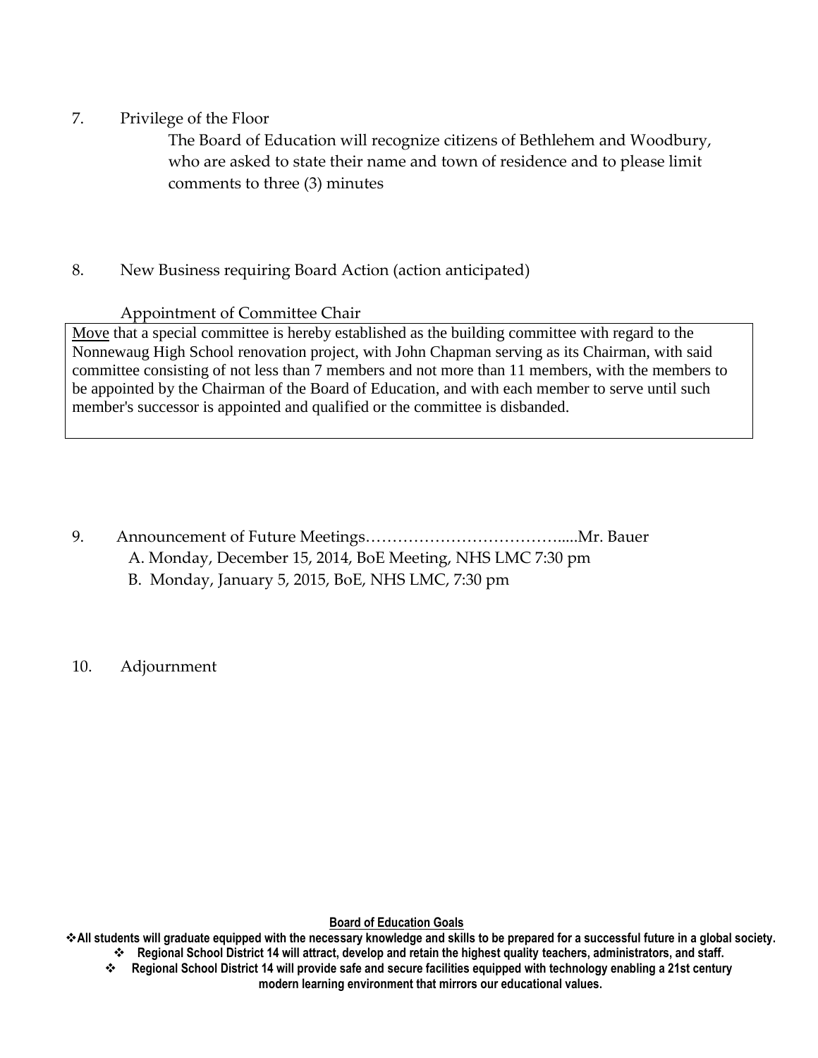7. Privilege of the Floor

   The Board of Education will recognize citizens of Bethlehem and Woodbury, who are asked to state their name and town of residence and to please limit comments to three (3) minutes

8. New Business requiring Board Action (action anticipated)

   Appointment of Committee Chair

> Move that a special committee is hereby established as the building committee with regard to the Nonnewaug High School renovation project, with John Chapman serving as its Chairman, with said committee consisting of not less than 7 members and not more than 11 members, with the members to be appointed by the Chairman of the Board of Education, and with each member to serve until such member's successor is appointed and qualified or the committee is disbanded.

9. Announcement of Future Meetings…………………………………....Mr. Bauer

   A. Monday, December 15, 2014, BoE Meeting, NHS LMC 7:30 pm

   B. Monday, January 5, 2015, BoE, NHS LMC, 7:30 pm

10. Adjournment

**Board of Education Goals**

- **All students will graduate equipped with the necessary knowledge and skills to be prepared for a successful future in a global society.**
- **Regional School District 14 will attract, develop and retain the highest quality teachers, administrators, and staff.**
- **Regional School District 14 will provide safe and secure facilities equipped with technology enabling a 21st century modern learning environment that mirrors our educational values.**